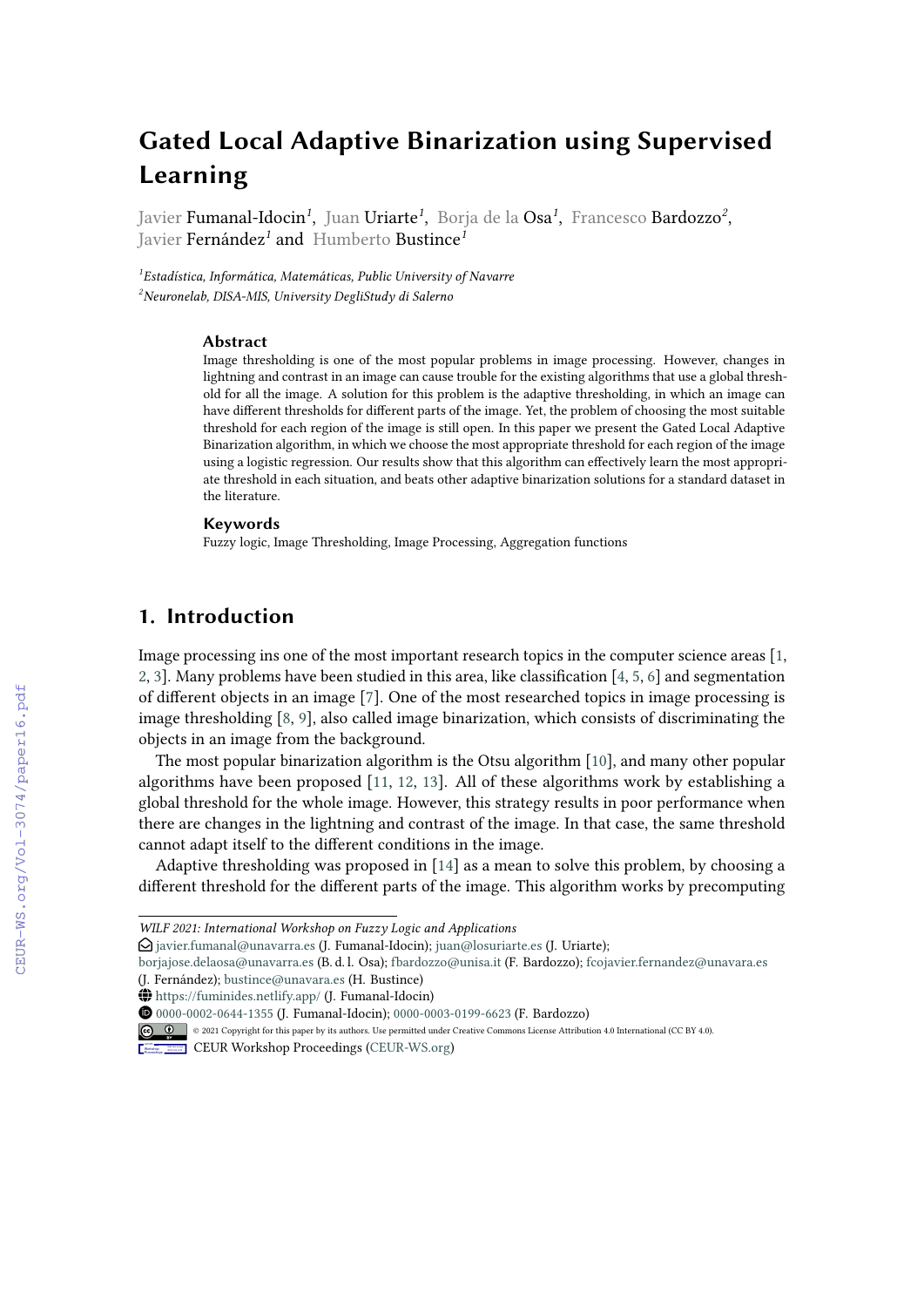# Gated Local Adaptive Binarization using Supervised Learning

Javier Fumanal-Idocin[1], Juan Uriarte[1], Borja de la Osa[1], Francesco Bardozzo[2], Javier Fernández[1] and Humberto Bustince[1]

[1]*Estadística, Informática, Matemáticas, Public University of Navarre*
[2]*Neuronelab, DISA-MIS, University DegliStudy di Salerno*

### Abstract

Image thresholding is one of the most popular problems in image processing. However, changes in lightning and contrast in an image can cause trouble for the existing algorithms that use a global threshold for all the image. A solution for this problem is the adaptive thresholding, in which an image can have different thresholds for different parts of the image. Yet, the problem of choosing the most suitable threshold for each region of the image is still open. In this paper we present the Gated Local Adaptive Binarization algorithm, in which we choose the most appropriate threshold for each region of the image using a logistic regression. Our results show that this algorithm can effectively learn the most appropriate threshold in each situation, and beats other adaptive binarization solutions for a standard dataset in the literature.

### Keywords

Fuzzy logic, Image Thresholding, Image Processing, Aggregation functions

## 1. Introduction

Image processing ins one of the most important research topics in the computer science areas [1, 2, 3]. Many problems have been studied in this area, like classification [4, 5, 6] and segmentation of different objects in an image [7]. One of the most researched topics in image processing is image thresholding [8, 9], also called image binarization, which consists of discriminating the objects in an image from the background.

The most popular binarization algorithm is the Otsu algorithm [10], and many other popular algorithms have been proposed [11, 12, 13]. All of these algorithms work by establishing a global threshold for the whole image. However, this strategy results in poor performance when there are changes in the lightning and contrast of the image. In that case, the same threshold cannot adapt itself to the different conditions in the image.

Adaptive thresholding was proposed in [14] as a mean to solve this problem, by choosing a different threshold for the different parts of the image. This algorithm works by precomputing

---

*WILF 2021: International Workshop on Fuzzy Logic and Applications*
javier.fumanal@unavarra.es (J. Fumanal-Idocin); juan@losuriarte.es (J. Uriarte); borjajose.delaosa@unavarra.es (B. d. l. Osa); fbardozzo@unisa.it (F. Bardozzo); fcojavier.fernandez@unavara.es (J. Fernández); bustince@unavara.es (H. Bustince)
https://fuminides.netlify.app/ (J. Fumanal-Idocin)
0000-0002-0644-1355 (J. Fumanal-Idocin); 0000-0003-0199-6623 (F. Bardozzo)
© 2021 Copyright for this paper by its authors. Use permitted under Creative Commons License Attribution 4.0 International (CC BY 4.0).
CEUR Workshop Proceedings (CEUR-WS.org)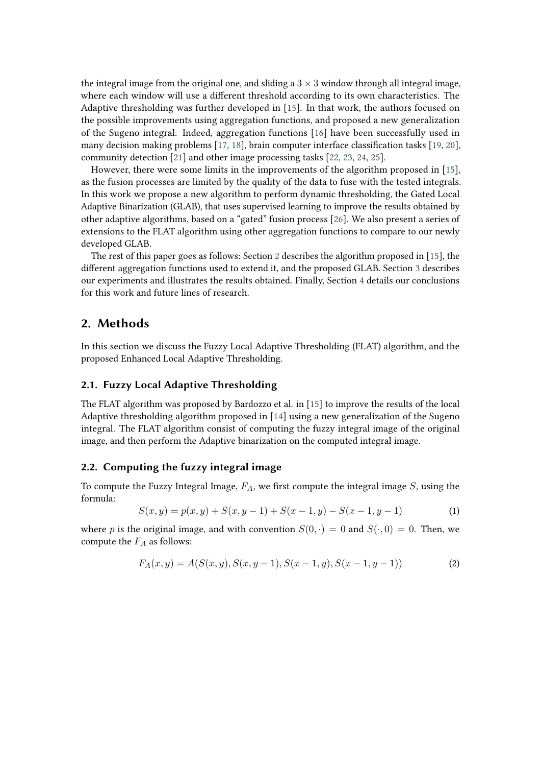the integral image from the original one, and sliding a $3 \times 3$ window through all integral image, where each window will use a different threshold according to its own characteristics. The Adaptive thresholding was further developed in [15]. In that work, the authors focused on the possible improvements using aggregation functions, and proposed a new generalization of the Sugeno integral. Indeed, aggregation functions [16] have been successfully used in many decision making problems [17, 18], brain computer interface classification tasks [19, 20], community detection [21] and other image processing tasks [22, 23, 24, 25].

However, there were some limits in the improvements of the algorithm proposed in [15], as the fusion processes are limited by the quality of the data to fuse with the tested integrals. In this work we propose a new algorithm to perform dynamic thresholding, the Gated Local Adaptive Binarization (GLAB), that uses supervised learning to improve the results obtained by other adaptive algorithms, based on a "gated" fusion process [26]. We also present a series of extensions to the FLAT algorithm using other aggregation functions to compare to our newly developed GLAB.

The rest of this paper goes as follows: Section 2 describes the algorithm proposed in [15], the different aggregation functions used to extend it, and the proposed GLAB. Section 3 describes our experiments and illustrates the results obtained. Finally, Section 4 details our conclusions for this work and future lines of research.

## 2. Methods

In this section we discuss the Fuzzy Local Adaptive Thresholding (FLAT) algorithm, and the proposed Enhanced Local Adaptive Thresholding.

### 2.1. Fuzzy Local Adaptive Thresholding

The FLAT algorithm was proposed by Bardozzo et al. in [15] to improve the results of the local Adaptive thresholding algorithm proposed in [14] using a new generalization of the Sugeno integral. The FLAT algorithm consist of computing the fuzzy integral image of the original image, and then perform the Adaptive binarization on the computed integral image.

### 2.2. Computing the fuzzy integral image

To compute the Fuzzy Integral Image, $F_A$, we first compute the integral image $S$, using the formula:

$$S(x, y) = p(x, y) + S(x, y-1) + S(x-1, y) - S(x-1, y-1) \tag{1}$$

where $p$ is the original image, and with convention $S(0, \cdot) = 0$ and $S(\cdot, 0) = 0$. Then, we compute the $F_A$ as follows:

$$F_A(x, y) = A(S(x, y), S(x, y-1), S(x-1, y), S(x-1, y-1)) \tag{2}$$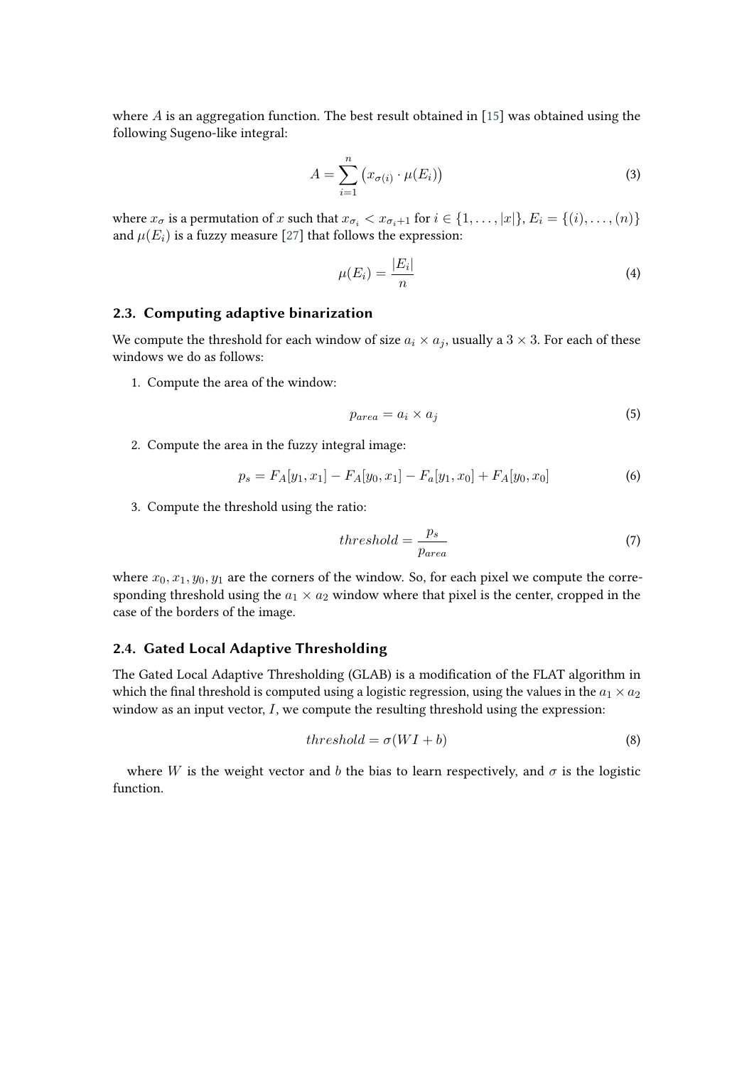where $A$ is an aggregation function. The best result obtained in [15] was obtained using the following Sugeno-like integral:

$$A = \sum_{i=1}^{n} \left( x_{\sigma(i)} \cdot \mu(E_i) \right) \tag{3}$$

where $x_\sigma$ is a permutation of $x$ such that $x_{\sigma_i} < x_{\sigma_i+1}$ for $i \in \{1, \ldots, |x|\}$, $E_i = \{(i), \ldots, (n)\}$ and $\mu(E_i)$ is a fuzzy measure [27] that follows the expression:

$$\mu(E_i) = \frac{|E_i|}{n} \tag{4}$$

### 2.3. Computing adaptive binarization

We compute the threshold for each window of size $a_i \times a_j$, usually a $3 \times 3$. For each of these windows we do as follows:

1. Compute the area of the window:

$$p_{area} = a_i \times a_j \tag{5}$$

2. Compute the area in the fuzzy integral image:

$$p_s = F_A[y_1, x_1] - F_A[y_0, x_1] - F_a[y_1, x_0] + F_A[y_0, x_0] \tag{6}$$

3. Compute the threshold using the ratio:

$$threshold = \frac{p_s}{p_{area}} \tag{7}$$

where $x_0, x_1, y_0, y_1$ are the corners of the window. So, for each pixel we compute the corresponding threshold using the $a_1 \times a_2$ window where that pixel is the center, cropped in the case of the borders of the image.

### 2.4. Gated Local Adaptive Thresholding

The Gated Local Adaptive Thresholding (GLAB) is a modification of the FLAT algorithm in which the final threshold is computed using a logistic regression, using the values in the $a_1 \times a_2$ window as an input vector, $I$, we compute the resulting threshold using the expression:

$$threshold = \sigma(WI + b) \tag{8}$$

where $W$ is the weight vector and $b$ the bias to learn respectively, and $\sigma$ is the logistic function.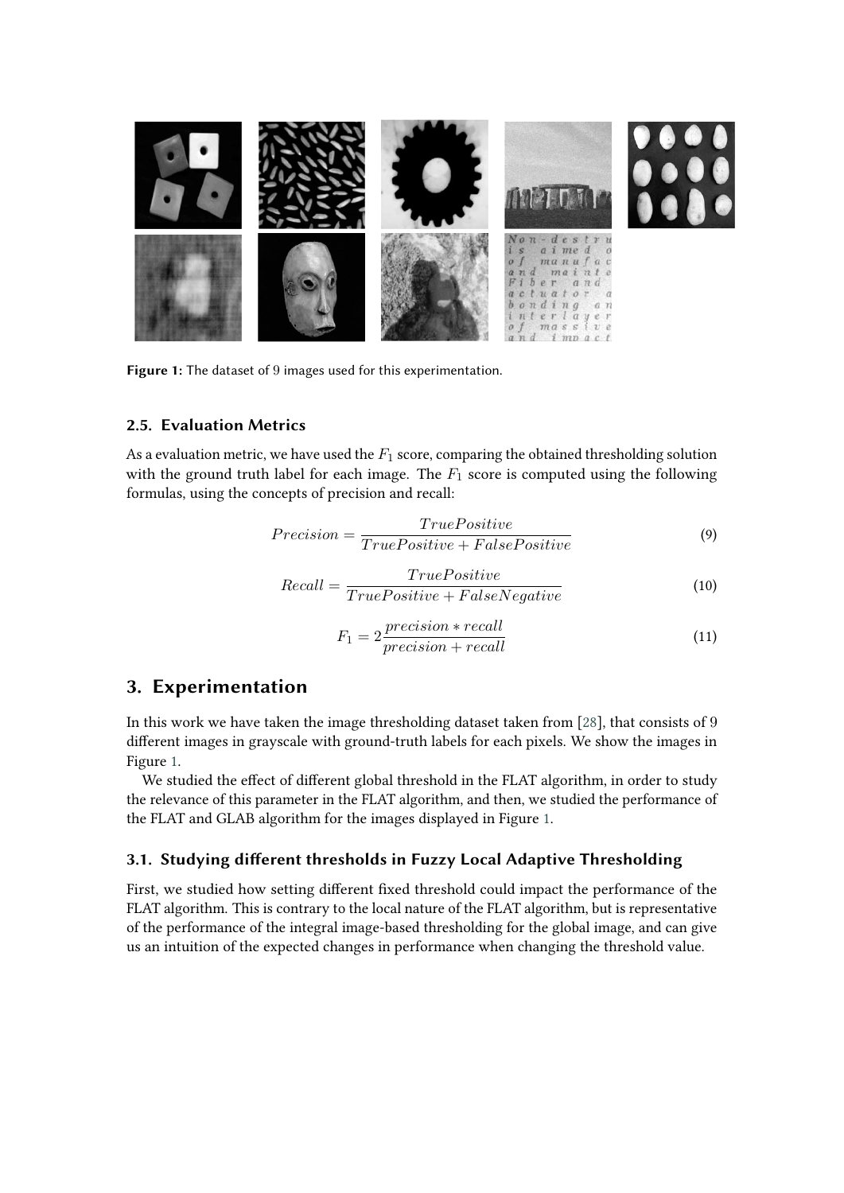**Figure 1:** The dataset of 9 images used for this experimentation.

### 2.5. Evaluation Metrics

As a evaluation metric, we have used the $F_1$ score, comparing the obtained thresholding solution with the ground truth label for each image. The $F_1$ score is computed using the following formulas, using the concepts of precision and recall:

$$Precision = \frac{TruePositive}{TruePositive + FalsePositive} \tag{9}$$

$$Recall = \frac{TruePositive}{TruePositive + FalseNegative} \tag{10}$$

$$F_1 = 2\frac{precision * recall}{precision + recall} \tag{11}$$

## 3. Experimentation

In this work we have taken the image thresholding dataset taken from [28], that consists of 9 different images in grayscale with ground-truth labels for each pixels. We show the images in Figure 1.

We studied the effect of different global threshold in the FLAT algorithm, in order to study the relevance of this parameter in the FLAT algorithm, and then, we studied the performance of the FLAT and GLAB algorithm for the images displayed in Figure 1.

### 3.1. Studying different thresholds in Fuzzy Local Adaptive Thresholding

First, we studied how setting different fixed threshold could impact the performance of the FLAT algorithm. This is contrary to the local nature of the FLAT algorithm, but is representative of the performance of the integral image-based thresholding for the global image, and can give us an intuition of the expected changes in performance when changing the threshold value.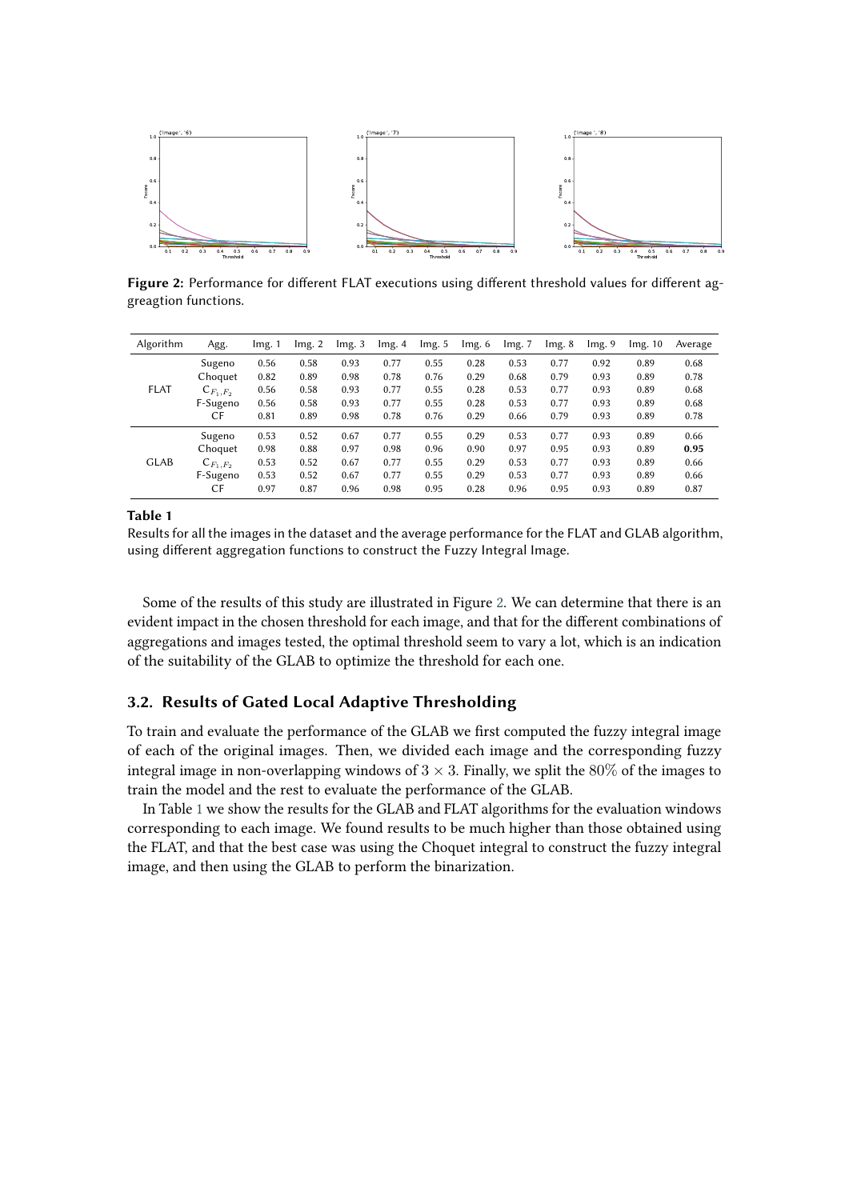**Figure 2:** Performance for different FLAT executions using different threshold values for different aggreagtion functions.

| Algorithm | Agg. | Img. 1 | Img. 2 | Img. 3 | Img. 4 | Img. 5 | Img. 6 | Img. 7 | Img. 8 | Img. 9 | Img. 10 | Average |
|---|---|---|---|---|---|---|---|---|---|---|---|---|
| FLAT | Sugeno | 0.56 | 0.58 | 0.93 | 0.77 | 0.55 | 0.28 | 0.53 | 0.77 | 0.92 | 0.89 | 0.68 |
| | Choquet | 0.82 | 0.89 | 0.98 | 0.78 | 0.76 | 0.29 | 0.68 | 0.79 | 0.93 | 0.89 | 0.78 |
| | $C_{F_1,F_2}$ | 0.56 | 0.58 | 0.93 | 0.77 | 0.55 | 0.28 | 0.53 | 0.77 | 0.93 | 0.89 | 0.68 |
| | F-Sugeno | 0.56 | 0.58 | 0.93 | 0.77 | 0.55 | 0.28 | 0.53 | 0.77 | 0.93 | 0.89 | 0.68 |
| | CF | 0.81 | 0.89 | 0.98 | 0.78 | 0.76 | 0.29 | 0.66 | 0.79 | 0.93 | 0.89 | 0.78 |
| GLAB | Sugeno | 0.53 | 0.52 | 0.67 | 0.77 | 0.55 | 0.29 | 0.53 | 0.77 | 0.93 | 0.89 | 0.66 |
| | Choquet | 0.98 | 0.88 | 0.97 | 0.98 | 0.96 | 0.90 | 0.97 | 0.95 | 0.93 | 0.89 | **0.95** |
| | $C_{F_1,F_2}$ | 0.53 | 0.52 | 0.67 | 0.77 | 0.55 | 0.29 | 0.53 | 0.77 | 0.93 | 0.89 | 0.66 |
| | F-Sugeno | 0.53 | 0.52 | 0.67 | 0.77 | 0.55 | 0.29 | 0.53 | 0.77 | 0.93 | 0.89 | 0.66 |
| | CF | 0.97 | 0.87 | 0.96 | 0.98 | 0.95 | 0.28 | 0.96 | 0.95 | 0.93 | 0.89 | 0.87 |

**Table 1**

Results for all the images in the dataset and the average performance for the FLAT and GLAB algorithm, using different aggregation functions to construct the Fuzzy Integral Image.

Some of the results of this study are illustrated in Figure 2. We can determine that there is an evident impact in the chosen threshold for each image, and that for the different combinations of aggregations and images tested, the optimal threshold seem to vary a lot, which is an indication of the suitability of the GLAB to optimize the threshold for each one.

### 3.2. Results of Gated Local Adaptive Thresholding

To train and evaluate the performance of the GLAB we first computed the fuzzy integral image of each of the original images. Then, we divided each image and the corresponding fuzzy integral image in non-overlapping windows of $3 \times 3$. Finally, we split the $80\%$ of the images to train the model and the rest to evaluate the performance of the GLAB.

In Table 1 we show the results for the GLAB and FLAT algorithms for the evaluation windows corresponding to each image. We found results to be much higher than those obtained using the FLAT, and that the best case was using the Choquet integral to construct the fuzzy integral image, and then using the GLAB to perform the binarization.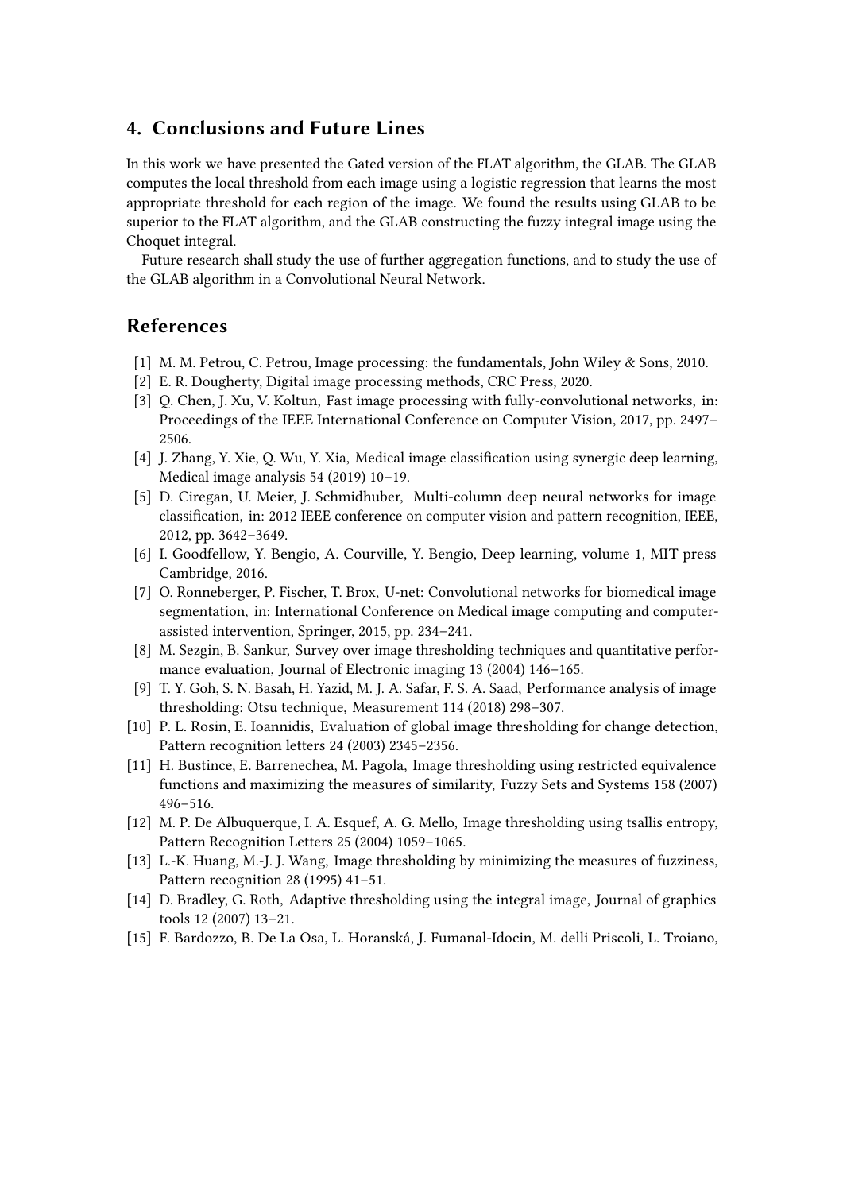## 4. Conclusions and Future Lines

In this work we have presented the Gated version of the FLAT algorithm, the GLAB. The GLAB computes the local threshold from each image using a logistic regression that learns the most appropriate threshold for each region of the image. We found the results using GLAB to be superior to the FLAT algorithm, and the GLAB constructing the fuzzy integral image using the Choquet integral.

Future research shall study the use of further aggregation functions, and to study the use of the GLAB algorithm in a Convolutional Neural Network.

## References

[1] M. M. Petrou, C. Petrou, Image processing: the fundamentals, John Wiley & Sons, 2010.

[2] E. R. Dougherty, Digital image processing methods, CRC Press, 2020.

[3] Q. Chen, J. Xu, V. Koltun, Fast image processing with fully-convolutional networks, in: Proceedings of the IEEE International Conference on Computer Vision, 2017, pp. 2497–2506.

[4] J. Zhang, Y. Xie, Q. Wu, Y. Xia, Medical image classification using synergic deep learning, Medical image analysis 54 (2019) 10–19.

[5] D. Ciregan, U. Meier, J. Schmidhuber, Multi-column deep neural networks for image classification, in: 2012 IEEE conference on computer vision and pattern recognition, IEEE, 2012, pp. 3642–3649.

[6] I. Goodfellow, Y. Bengio, A. Courville, Y. Bengio, Deep learning, volume 1, MIT press Cambridge, 2016.

[7] O. Ronneberger, P. Fischer, T. Brox, U-net: Convolutional networks for biomedical image segmentation, in: International Conference on Medical image computing and computer-assisted intervention, Springer, 2015, pp. 234–241.

[8] M. Sezgin, B. Sankur, Survey over image thresholding techniques and quantitative performance evaluation, Journal of Electronic imaging 13 (2004) 146–165.

[9] T. Y. Goh, S. N. Basah, H. Yazid, M. J. A. Safar, F. S. A. Saad, Performance analysis of image thresholding: Otsu technique, Measurement 114 (2018) 298–307.

[10] P. L. Rosin, E. Ioannidis, Evaluation of global image thresholding for change detection, Pattern recognition letters 24 (2003) 2345–2356.

[11] H. Bustince, E. Barrenechea, M. Pagola, Image thresholding using restricted equivalence functions and maximizing the measures of similarity, Fuzzy Sets and Systems 158 (2007) 496–516.

[12] M. P. De Albuquerque, I. A. Esquef, A. G. Mello, Image thresholding using tsallis entropy, Pattern Recognition Letters 25 (2004) 1059–1065.

[13] L.-K. Huang, M.-J. J. Wang, Image thresholding by minimizing the measures of fuzziness, Pattern recognition 28 (1995) 41–51.

[14] D. Bradley, G. Roth, Adaptive thresholding using the integral image, Journal of graphics tools 12 (2007) 13–21.

[15] F. Bardozzo, B. De La Osa, L. Horanská, J. Fumanal-Idocin, M. delli Priscoli, L. Troiano,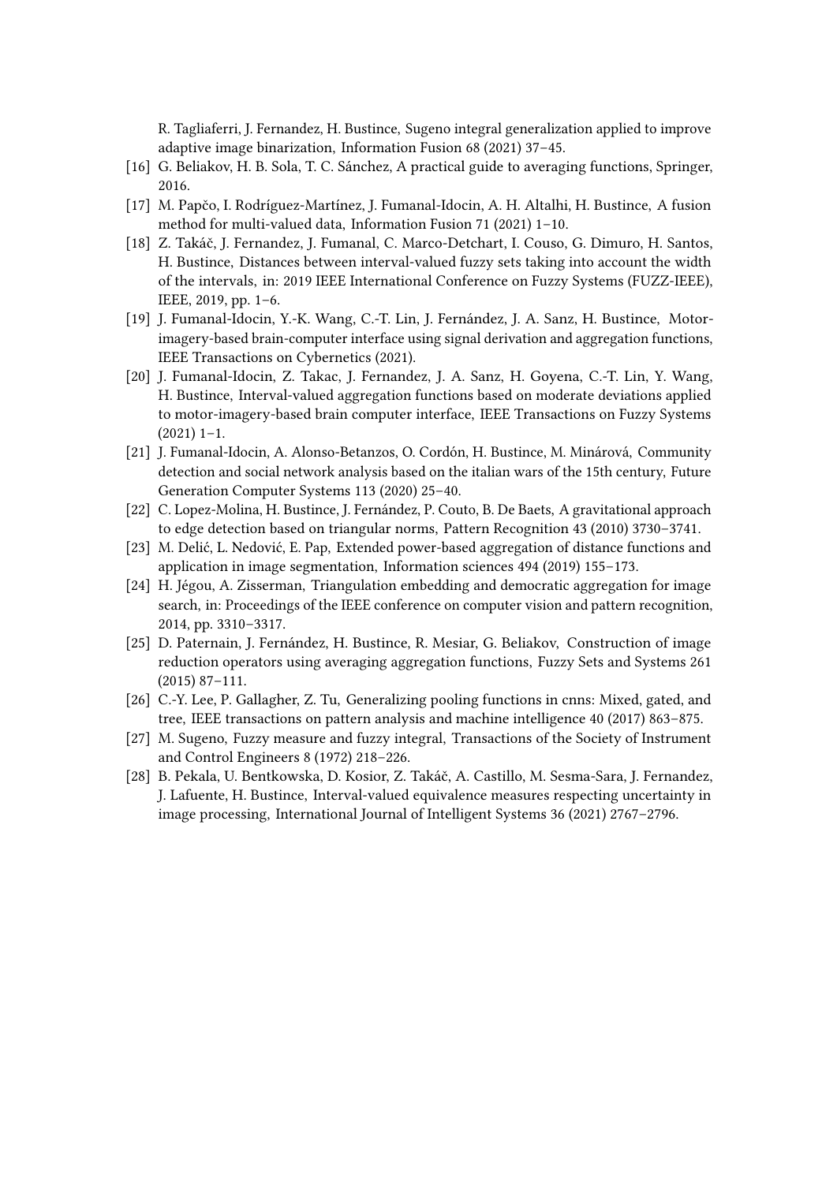R. Tagliaferri, J. Fernandez, H. Bustince, Sugeno integral generalization applied to improve adaptive image binarization, Information Fusion 68 (2021) 37–45.

[16] G. Beliakov, H. B. Sola, T. C. Sánchez, A practical guide to averaging functions, Springer, 2016.

[17] M. Papčo, I. Rodríguez-Martínez, J. Fumanal-Idocin, A. H. Altalhi, H. Bustince, A fusion method for multi-valued data, Information Fusion 71 (2021) 1–10.

[18] Z. Takáč, J. Fernandez, J. Fumanal, C. Marco-Detchart, I. Couso, G. Dimuro, H. Santos, H. Bustince, Distances between interval-valued fuzzy sets taking into account the width of the intervals, in: 2019 IEEE International Conference on Fuzzy Systems (FUZZ-IEEE), IEEE, 2019, pp. 1–6.

[19] J. Fumanal-Idocin, Y.-K. Wang, C.-T. Lin, J. Fernández, J. A. Sanz, H. Bustince, Motor-imagery-based brain-computer interface using signal derivation and aggregation functions, IEEE Transactions on Cybernetics (2021).

[20] J. Fumanal-Idocin, Z. Takac, J. Fernandez, J. A. Sanz, H. Goyena, C.-T. Lin, Y. Wang, H. Bustince, Interval-valued aggregation functions based on moderate deviations applied to motor-imagery-based brain computer interface, IEEE Transactions on Fuzzy Systems (2021) 1–1.

[21] J. Fumanal-Idocin, A. Alonso-Betanzos, O. Cordón, H. Bustince, M. Minárová, Community detection and social network analysis based on the italian wars of the 15th century, Future Generation Computer Systems 113 (2020) 25–40.

[22] C. Lopez-Molina, H. Bustince, J. Fernández, P. Couto, B. De Baets, A gravitational approach to edge detection based on triangular norms, Pattern Recognition 43 (2010) 3730–3741.

[23] M. Delić, L. Nedović, E. Pap, Extended power-based aggregation of distance functions and application in image segmentation, Information sciences 494 (2019) 155–173.

[24] H. Jégou, A. Zisserman, Triangulation embedding and democratic aggregation for image search, in: Proceedings of the IEEE conference on computer vision and pattern recognition, 2014, pp. 3310–3317.

[25] D. Paternain, J. Fernández, H. Bustince, R. Mesiar, G. Beliakov, Construction of image reduction operators using averaging aggregation functions, Fuzzy Sets and Systems 261 (2015) 87–111.

[26] C.-Y. Lee, P. Gallagher, Z. Tu, Generalizing pooling functions in cnns: Mixed, gated, and tree, IEEE transactions on pattern analysis and machine intelligence 40 (2017) 863–875.

[27] M. Sugeno, Fuzzy measure and fuzzy integral, Transactions of the Society of Instrument and Control Engineers 8 (1972) 218–226.

[28] B. Pekala, U. Bentkowska, D. Kosior, Z. Takáč, A. Castillo, M. Sesma-Sara, J. Fernandez, J. Lafuente, H. Bustince, Interval-valued equivalence measures respecting uncertainty in image processing, International Journal of Intelligent Systems 36 (2021) 2767–2796.